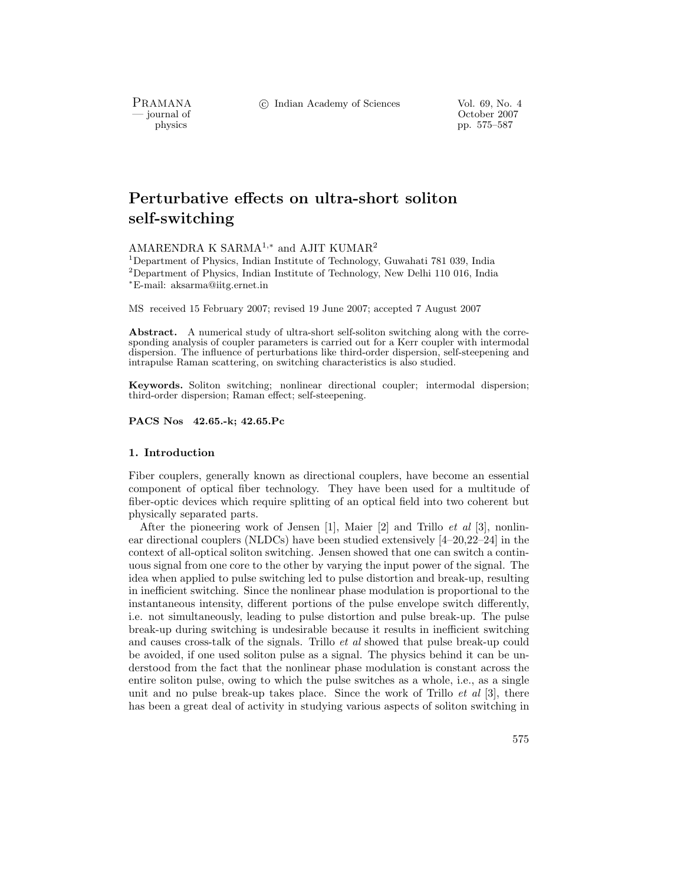# Perturbative effects on ultra-short soliton self-switching

AMARENDRA K SARMA[1,*] and AJIT KUMAR[2]

[1]Department of Physics, Indian Institute of Technology, Guwahati 781 039, India
[2]Department of Physics, Indian Institute of Technology, New Delhi 110 016, India
[*]E-mail: aksarma@iitg.ernet.in

MS received 15 February 2007; revised 19 June 2007; accepted 7 August 2007

**Abstract.** A numerical study of ultra-short self-soliton switching along with the corresponding analysis of coupler parameters is carried out for a Kerr coupler with intermodal dispersion. The influence of perturbations like third-order dispersion, self-steepening and intrapulse Raman scattering, on switching characteristics is also studied.

**Keywords.** Soliton switching; nonlinear directional coupler; intermodal dispersion; third-order dispersion; Raman effect; self-steepening.

**PACS Nos 42.65.-k; 42.65.Pc**

## 1. Introduction

Fiber couplers, generally known as directional couplers, have become an essential component of optical fiber technology. They have been used for a multitude of fiber-optic devices which require splitting of an optical field into two coherent but physically separated parts.

After the pioneering work of Jensen [1], Maier [2] and Trillo *et al* [3], nonlinear directional couplers (NLDCs) have been studied extensively [4–20,22–24] in the context of all-optical soliton switching. Jensen showed that one can switch a continuous signal from one core to the other by varying the input power of the signal. The idea when applied to pulse switching led to pulse distortion and break-up, resulting in inefficient switching. Since the nonlinear phase modulation is proportional to the instantaneous intensity, different portions of the pulse envelope switch differently, i.e. not simultaneously, leading to pulse distortion and pulse break-up. The pulse break-up during switching is undesirable because it results in inefficient switching and causes cross-talk of the signals. Trillo *et al* showed that pulse break-up could be avoided, if one used soliton pulse as a signal. The physics behind it can be understood from the fact that the nonlinear phase modulation is constant across the entire soliton pulse, owing to which the pulse switches as a whole, i.e., as a single unit and no pulse break-up takes place. Since the work of Trillo *et al* [3], there has been a great deal of activity in studying various aspects of soliton switching in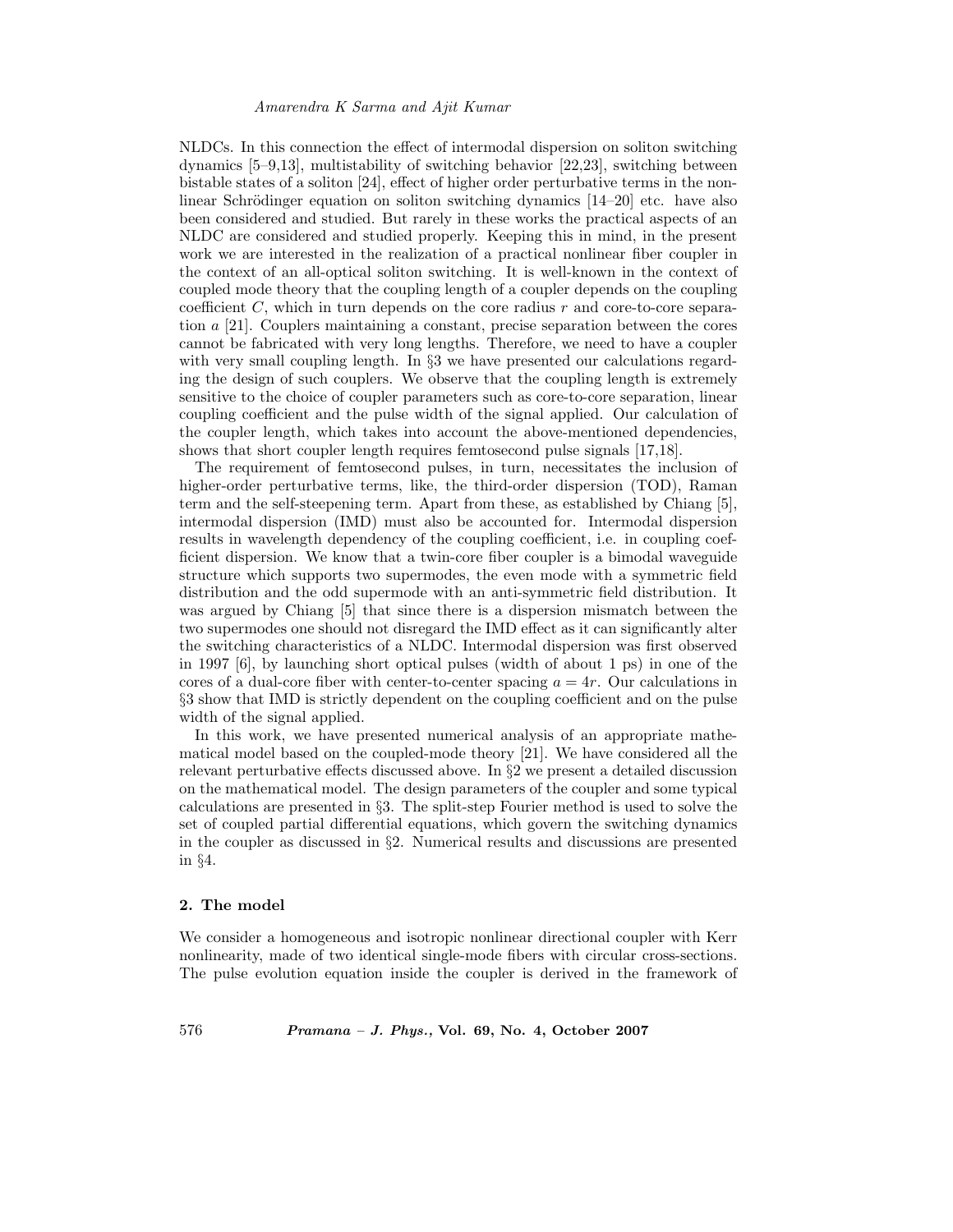NLDCs. In this connection the effect of intermodal dispersion on soliton switching dynamics [5–9,13], multistability of switching behavior [22,23], switching between bistable states of a soliton [24], effect of higher order perturbative terms in the nonlinear Schrödinger equation on soliton switching dynamics [14–20] etc. have also been considered and studied. But rarely in these works the practical aspects of an NLDC are considered and studied properly. Keeping this in mind, in the present work we are interested in the realization of a practical nonlinear fiber coupler in the context of an all-optical soliton switching. It is well-known in the context of coupled mode theory that the coupling length of a coupler depends on the coupling coefficient $C$, which in turn depends on the core radius $r$ and core-to-core separation $a$ [21]. Couplers maintaining a constant, precise separation between the cores cannot be fabricated with very long lengths. Therefore, we need to have a coupler with very small coupling length. In §3 we have presented our calculations regarding the design of such couplers. We observe that the coupling length is extremely sensitive to the choice of coupler parameters such as core-to-core separation, linear coupling coefficient and the pulse width of the signal applied. Our calculation of the coupler length, which takes into account the above-mentioned dependencies, shows that short coupler length requires femtosecond pulse signals [17,18].

The requirement of femtosecond pulses, in turn, necessitates the inclusion of higher-order perturbative terms, like, the third-order dispersion (TOD), Raman term and the self-steepening term. Apart from these, as established by Chiang [5], intermodal dispersion (IMD) must also be accounted for. Intermodal dispersion results in wavelength dependency of the coupling coefficient, i.e. in coupling coefficient dispersion. We know that a twin-core fiber coupler is a bimodal waveguide structure which supports two supermodes, the even mode with a symmetric field distribution and the odd supermode with an anti-symmetric field distribution. It was argued by Chiang [5] that since there is a dispersion mismatch between the two supermodes one should not disregard the IMD effect as it can significantly alter the switching characteristics of a NLDC. Intermodal dispersion was first observed in 1997 [6], by launching short optical pulses (width of about 1 ps) in one of the cores of a dual-core fiber with center-to-center spacing $a = 4r$. Our calculations in §3 show that IMD is strictly dependent on the coupling coefficient and on the pulse width of the signal applied.

In this work, we have presented numerical analysis of an appropriate mathematical model based on the coupled-mode theory [21]. We have considered all the relevant perturbative effects discussed above. In §2 we present a detailed discussion on the mathematical model. The design parameters of the coupler and some typical calculations are presented in §3. The split-step Fourier method is used to solve the set of coupled partial differential equations, which govern the switching dynamics in the coupler as discussed in §2. Numerical results and discussions are presented in §4.

## 2. The model

We consider a homogeneous and isotropic nonlinear directional coupler with Kerr nonlinearity, made of two identical single-mode fibers with circular cross-sections. The pulse evolution equation inside the coupler is derived in the framework of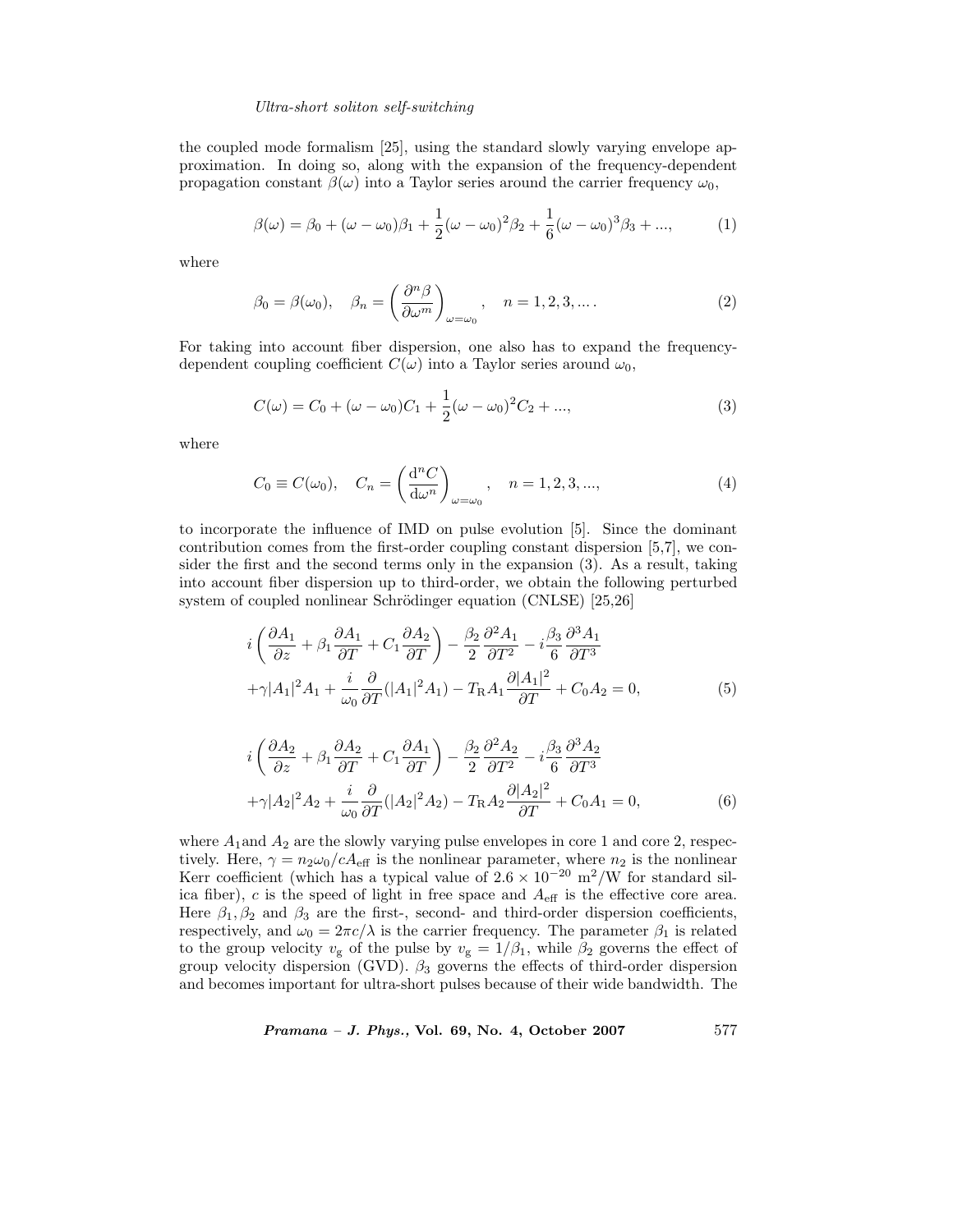the coupled mode formalism [25], using the standard slowly varying envelope approximation. In doing so, along with the expansion of the frequency-dependent propagation constant $\beta(\omega)$ into a Taylor series around the carrier frequency $\omega_0$,

$$\beta(\omega) = \beta_0 + (\omega - \omega_0)\beta_1 + \frac{1}{2}(\omega - \omega_0)^2\beta_2 + \frac{1}{6}(\omega - \omega_0)^3\beta_3 + ..., \tag{1}$$

where

$$\beta_0 = \beta(\omega_0), \quad \beta_n = \left(\frac{\partial^n \beta}{\partial \omega^m}\right)_{\omega=\omega_0}, \quad n = 1, 2, 3, \ldots. \tag{2}$$

For taking into account fiber dispersion, one also has to expand the frequency-dependent coupling coefficient $C(\omega)$ into a Taylor series around $\omega_0$,

$$C(\omega) = C_0 + (\omega - \omega_0)C_1 + \frac{1}{2}(\omega - \omega_0)^2 C_2 + ..., \tag{3}$$

where

$$C_0 \equiv C(\omega_0), \quad C_n = \left(\frac{\mathrm{d}^n C}{\mathrm{d}\omega^n}\right)_{\omega=\omega_0}, \quad n = 1, 2, 3, ..., \tag{4}$$

to incorporate the influence of IMD on pulse evolution [5]. Since the dominant contribution comes from the first-order coupling constant dispersion [5,7], we consider the first and the second terms only in the expansion (3). As a result, taking into account fiber dispersion up to third-order, we obtain the following perturbed system of coupled nonlinear Schrödinger equation (CNLSE) [25,26]

$$\begin{aligned} &i\left(\frac{\partial A_1}{\partial z} + \beta_1 \frac{\partial A_1}{\partial T} + C_1 \frac{\partial A_2}{\partial T}\right) - \frac{\beta_2}{2}\frac{\partial^2 A_1}{\partial T^2} - i\frac{\beta_3}{6}\frac{\partial^3 A_1}{\partial T^3} \\ &+ \gamma |A_1|^2 A_1 + \frac{i}{\omega_0}\frac{\partial}{\partial T}(|A_1|^2 A_1) - T_{\mathrm{R}} A_1 \frac{\partial |A_1|^2}{\partial T} + C_0 A_2 = 0, \end{aligned} \tag{5}$$

$$\begin{aligned} &i\left(\frac{\partial A_2}{\partial z} + \beta_1 \frac{\partial A_2}{\partial T} + C_1 \frac{\partial A_1}{\partial T}\right) - \frac{\beta_2}{2}\frac{\partial^2 A_2}{\partial T^2} - i\frac{\beta_3}{6}\frac{\partial^3 A_2}{\partial T^3} \\ &+ \gamma |A_2|^2 A_2 + \frac{i}{\omega_0}\frac{\partial}{\partial T}(|A_2|^2 A_2) - T_{\mathrm{R}} A_2 \frac{\partial |A_2|^2}{\partial T} + C_0 A_1 = 0, \end{aligned} \tag{6}$$

where $A_1$ and $A_2$ are the slowly varying pulse envelopes in core 1 and core 2, respectively. Here, $\gamma = n_2\omega_0/cA_{\mathrm{eff}}$ is the nonlinear parameter, where $n_2$ is the nonlinear Kerr coefficient (which has a typical value of $2.6 \times 10^{-20}$ m$^2$/W for standard silica fiber), $c$ is the speed of light in free space and $A_{\mathrm{eff}}$ is the effective core area. Here $\beta_1, \beta_2$ and $\beta_3$ are the first-, second- and third-order dispersion coefficients, respectively, and $\omega_0 = 2\pi c/\lambda$ is the carrier frequency. The parameter $\beta_1$ is related to the group velocity $v_{\mathrm{g}}$ of the pulse by $v_{\mathrm{g}} = 1/\beta_1$, while $\beta_2$ governs the effect of group velocity dispersion (GVD). $\beta_3$ governs the effects of third-order dispersion and becomes important for ultra-short pulses because of their wide bandwidth. The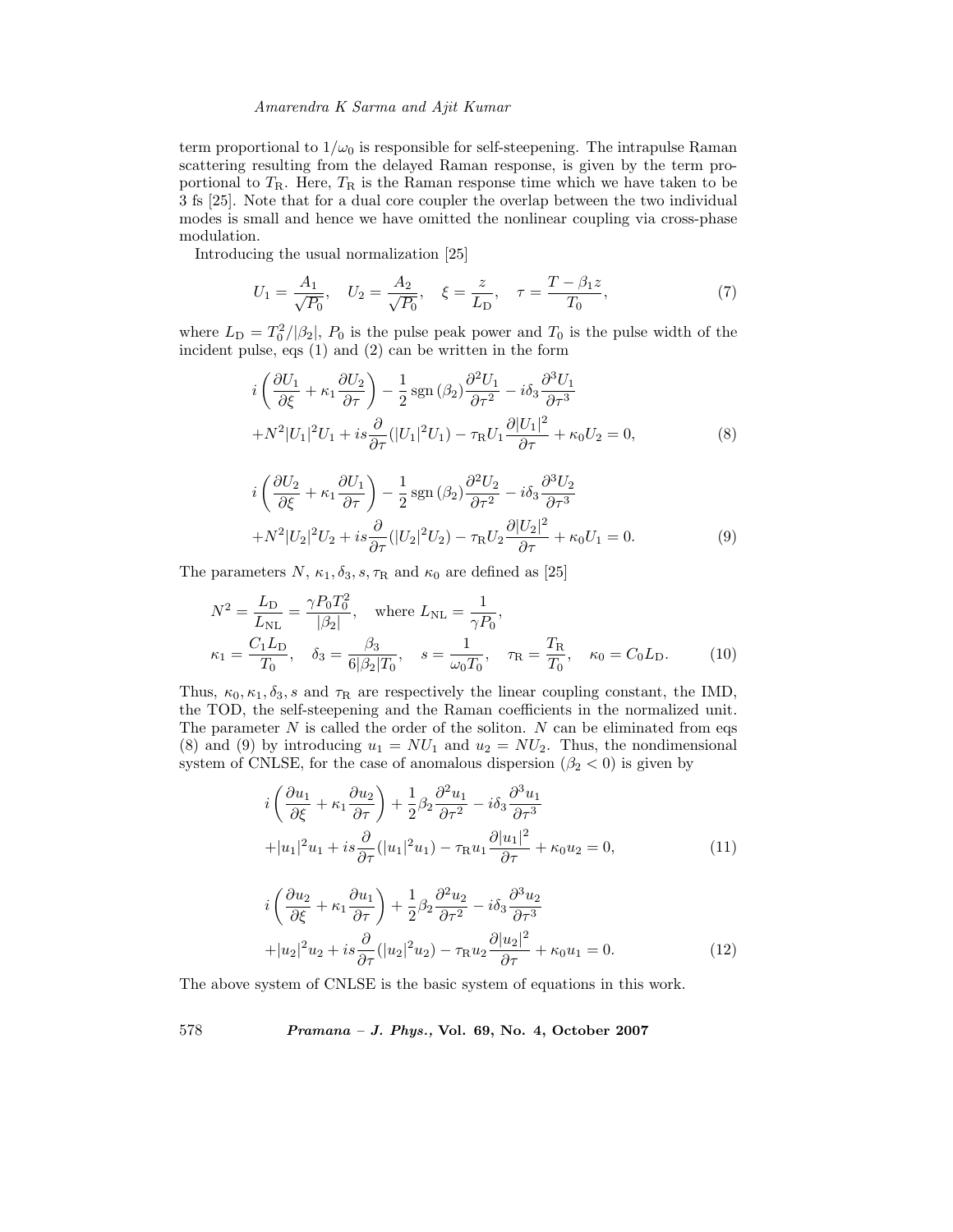term proportional to $1/\omega_0$ is responsible for self-steepening. The intrapulse Raman scattering resulting from the delayed Raman response, is given by the term proportional to $T_{\mathrm{R}}$. Here, $T_{\mathrm{R}}$ is the Raman response time which we have taken to be 3 fs [25]. Note that for a dual core coupler the overlap between the two individual modes is small and hence we have omitted the nonlinear coupling via cross-phase modulation.

Introducing the usual normalization [25]

$$U_1 = \frac{A_1}{\sqrt{P_0}}, \quad U_2 = \frac{A_2}{\sqrt{P_0}}, \quad \xi = \frac{z}{L_{\mathrm{D}}}, \quad \tau = \frac{T - \beta_1 z}{T_0}, \tag{7}$$

where $L_{\mathrm{D}} = T_0^2/|\beta_2|$, $P_0$ is the pulse peak power and $T_0$ is the pulse width of the incident pulse, eqs (1) and (2) can be written in the form

$$\begin{aligned} &i\left(\frac{\partial U_1}{\partial \xi} + \kappa_1 \frac{\partial U_2}{\partial \tau}\right) - \frac{1}{2}\,\mathrm{sgn}\,(\beta_2)\frac{\partial^2 U_1}{\partial \tau^2} - i\delta_3 \frac{\partial^3 U_1}{\partial \tau^3} \\ &+ N^2 |U_1|^2 U_1 + is\frac{\partial}{\partial \tau}(|U_1|^2 U_1) - \tau_{\mathrm{R}} U_1 \frac{\partial |U_1|^2}{\partial \tau} + \kappa_0 U_2 = 0, \end{aligned} \tag{8}$$

$$\begin{aligned} &i\left(\frac{\partial U_2}{\partial \xi} + \kappa_1 \frac{\partial U_1}{\partial \tau}\right) - \frac{1}{2}\,\mathrm{sgn}\,(\beta_2)\frac{\partial^2 U_2}{\partial \tau^2} - i\delta_3 \frac{\partial^3 U_2}{\partial \tau^3} \\ &+ N^2 |U_2|^2 U_2 + is\frac{\partial}{\partial \tau}(|U_2|^2 U_2) - \tau_{\mathrm{R}} U_2 \frac{\partial |U_2|^2}{\partial \tau} + \kappa_0 U_1 = 0. \end{aligned} \tag{9}$$

The parameters $N$, $\kappa_1, \delta_3, s, \tau_{\mathrm{R}}$ and $\kappa_0$ are defined as [25]

$$\begin{aligned} &N^2 = \frac{L_{\mathrm{D}}}{L_{\mathrm{NL}}} = \frac{\gamma P_0 T_0^2}{|\beta_2|}, \quad \text{where } L_{\mathrm{NL}} = \frac{1}{\gamma P_0}, \\ &\kappa_1 = \frac{C_1 L_{\mathrm{D}}}{T_0}, \quad \delta_3 = \frac{\beta_3}{6|\beta_2| T_0}, \quad s = \frac{1}{\omega_0 T_0}, \quad \tau_{\mathrm{R}} = \frac{T_{\mathrm{R}}}{T_0}, \quad \kappa_0 = C_0 L_{\mathrm{D}}. \end{aligned} \tag{10}$$

Thus, $\kappa_0, \kappa_1, \delta_3, s$ and $\tau_{\mathrm{R}}$ are respectively the linear coupling constant, the IMD, the TOD, the self-steepening and the Raman coefficients in the normalized unit. The parameter $N$ is called the order of the soliton. $N$ can be eliminated from eqs (8) and (9) by introducing $u_1 = NU_1$ and $u_2 = NU_2$. Thus, the nondimensional system of CNLSE, for the case of anomalous dispersion ($\beta_2 < 0$) is given by

$$\begin{aligned} &i\left(\frac{\partial u_1}{\partial \xi} + \kappa_1 \frac{\partial u_2}{\partial \tau}\right) + \frac{1}{2}\beta_2 \frac{\partial^2 u_1}{\partial \tau^2} - i\delta_3 \frac{\partial^3 u_1}{\partial \tau^3} \\ &+ |u_1|^2 u_1 + is\frac{\partial}{\partial \tau}(|u_1|^2 u_1) - \tau_{\mathrm{R}} u_1 \frac{\partial |u_1|^2}{\partial \tau} + \kappa_0 u_2 = 0, \end{aligned} \tag{11}$$

$$\begin{aligned} &i\left(\frac{\partial u_2}{\partial \xi} + \kappa_1 \frac{\partial u_1}{\partial \tau}\right) + \frac{1}{2}\beta_2 \frac{\partial^2 u_2}{\partial \tau^2} - i\delta_3 \frac{\partial^3 u_2}{\partial \tau^3} \\ &+ |u_2|^2 u_2 + is\frac{\partial}{\partial \tau}(|u_2|^2 u_2) - \tau_{\mathrm{R}} u_2 \frac{\partial |u_2|^2}{\partial \tau} + \kappa_0 u_1 = 0. \end{aligned} \tag{12}$$

The above system of CNLSE is the basic system of equations in this work.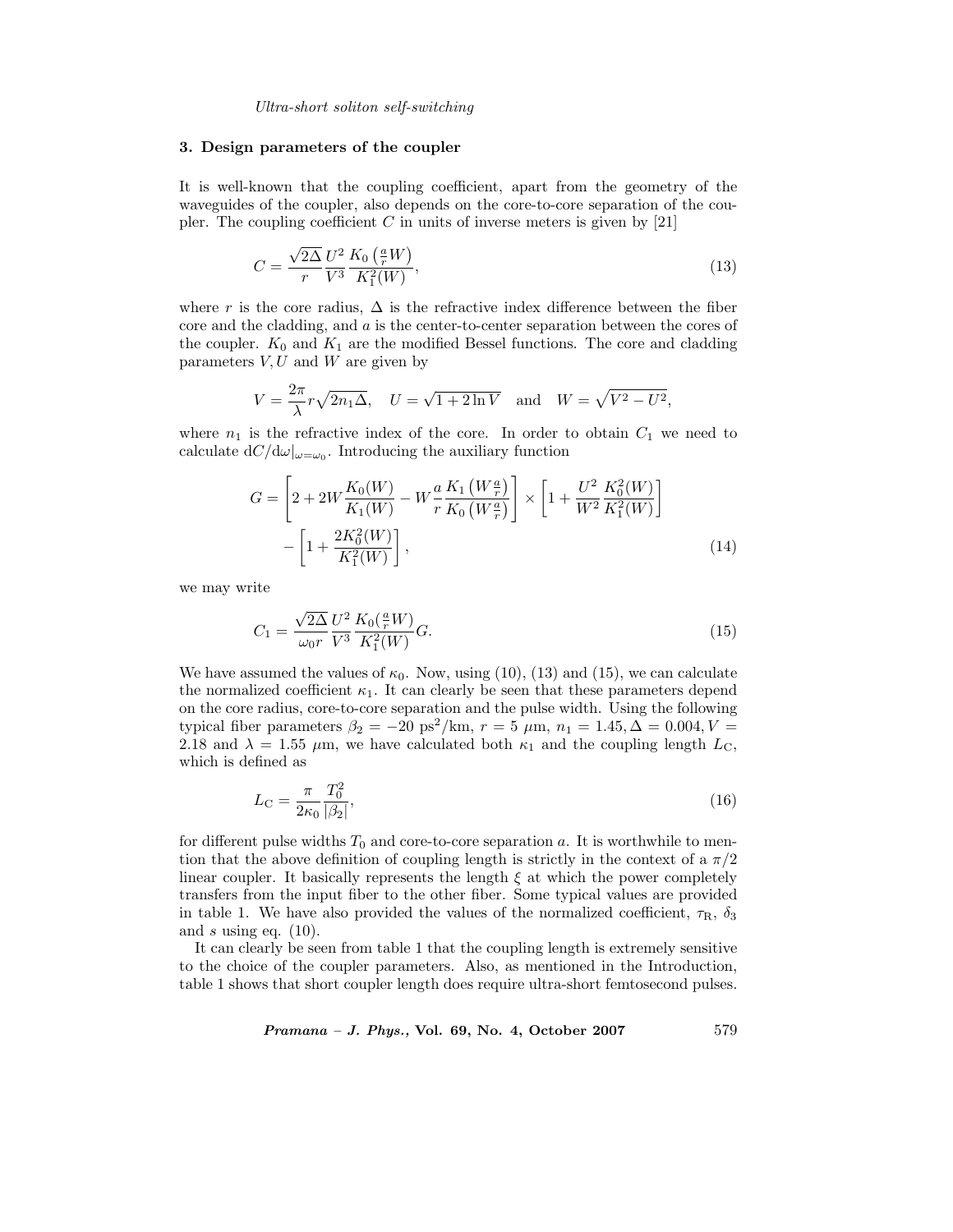## 3. Design parameters of the coupler

It is well-known that the coupling coefficient, apart from the geometry of the waveguides of the coupler, also depends on the core-to-core separation of the coupler. The coupling coefficient $C$ in units of inverse meters is given by [21]

$$C = \frac{\sqrt{2\Delta}}{r} \frac{U^2}{V^3} \frac{K_0\left(\frac{a}{r}W\right)}{K_1^2(W)}, \tag{13}$$

where $r$ is the core radius, $\Delta$ is the refractive index difference between the fiber core and the cladding, and $a$ is the center-to-center separation between the cores of the coupler. $K_0$ and $K_1$ are the modified Bessel functions. The core and cladding parameters $V, U$ and $W$ are given by

$$V = \frac{2\pi}{\lambda} r\sqrt{2n_1\Delta}, \quad U = \sqrt{1 + 2\ln V} \quad \text{and} \quad W = \sqrt{V^2 - U^2},$$

where $n_1$ is the refractive index of the core. In order to obtain $C_1$ we need to calculate $\mathrm{d}C/\mathrm{d}\omega|_{\omega=\omega_0}$. Introducing the auxiliary function

$$G = \left[2 + 2W\frac{K_0(W)}{K_1(W)} - W\frac{a}{r}\frac{K_1\left(W\frac{a}{r}\right)}{K_0\left(W\frac{a}{r}\right)}\right] \times \left[1 + \frac{U^2}{W^2}\frac{K_0^2(W)}{K_1^2(W)}\right] - \left[1 + \frac{2K_0^2(W)}{K_1^2(W)}\right], \tag{14}$$

we may write

$$C_1 = \frac{\sqrt{2\Delta}}{\omega_0 r} \frac{U^2}{V^3} \frac{K_0(\frac{a}{r}W)}{K_1^2(W)} G. \tag{15}$$

We have assumed the values of $\kappa_0$. Now, using (10), (13) and (15), we can calculate the normalized coefficient $\kappa_1$. It can clearly be seen that these parameters depend on the core radius, core-to-core separation and the pulse width. Using the following typical fiber parameters $\beta_2 = -20$ ps$^2$/km, $r = 5$ $\mu$m, $n_1 = 1.45, \Delta = 0.004, V = 2.18$ and $\lambda = 1.55$ $\mu$m, we have calculated both $\kappa_1$ and the coupling length $L_{\mathrm{C}}$, which is defined as

$$L_{\mathrm{C}} = \frac{\pi}{2\kappa_0} \frac{T_0^2}{|\beta_2|}, \tag{16}$$

for different pulse widths $T_0$ and core-to-core separation $a$. It is worthwhile to mention that the above definition of coupling length is strictly in the context of a $\pi/2$ linear coupler. It basically represents the length $\xi$ at which the power completely transfers from the input fiber to the other fiber. Some typical values are provided in table 1. We have also provided the values of the normalized coefficient, $\tau_{\mathrm{R}}$, $\delta_3$ and $s$ using eq. (10).

It can clearly be seen from table 1 that the coupling length is extremely sensitive to the choice of the coupler parameters. Also, as mentioned in the Introduction, table 1 shows that short coupler length does require ultra-short femtosecond pulses.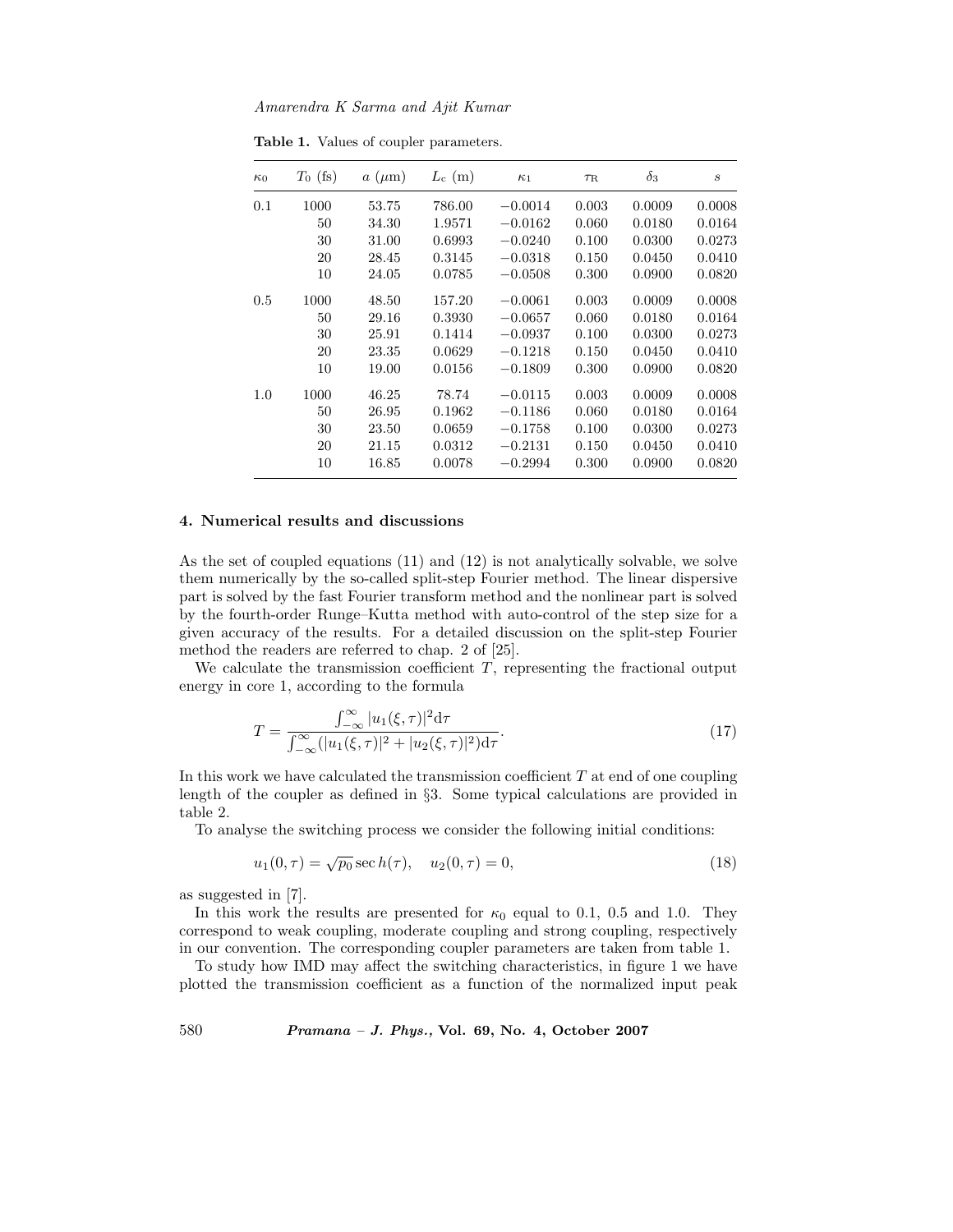**Table 1.** Values of coupler parameters.

| $\kappa_0$ | $T_0$ (fs) | $a$ ($\mu$m) | $L_c$ (m) | $\kappa_1$ | $\tau_R$ | $\delta_3$ | $s$ |
|---|---|---|---|---|---|---|---|
| 0.1 | 1000 | 53.75 | 786.00 | −0.0014 | 0.003 | 0.0009 | 0.0008 |
| | 50 | 34.30 | 1.9571 | −0.0162 | 0.060 | 0.0180 | 0.0164 |
| | 30 | 31.00 | 0.6993 | −0.0240 | 0.100 | 0.0300 | 0.0273 |
| | 20 | 28.45 | 0.3145 | −0.0318 | 0.150 | 0.0450 | 0.0410 |
| | 10 | 24.05 | 0.0785 | −0.0508 | 0.300 | 0.0900 | 0.0820 |
| 0.5 | 1000 | 48.50 | 157.20 | −0.0061 | 0.003 | 0.0009 | 0.0008 |
| | 50 | 29.16 | 0.3930 | −0.0657 | 0.060 | 0.0180 | 0.0164 |
| | 30 | 25.91 | 0.1414 | −0.0937 | 0.100 | 0.0300 | 0.0273 |
| | 20 | 23.35 | 0.0629 | −0.1218 | 0.150 | 0.0450 | 0.0410 |
| | 10 | 19.00 | 0.0156 | −0.1809 | 0.300 | 0.0900 | 0.0820 |
| 1.0 | 1000 | 46.25 | 78.74 | −0.0115 | 0.003 | 0.0009 | 0.0008 |
| | 50 | 26.95 | 0.1962 | −0.1186 | 0.060 | 0.0180 | 0.0164 |
| | 30 | 23.50 | 0.0659 | −0.1758 | 0.100 | 0.0300 | 0.0273 |
| | 20 | 21.15 | 0.0312 | −0.2131 | 0.150 | 0.0450 | 0.0410 |
| | 10 | 16.85 | 0.0078 | −0.2994 | 0.300 | 0.0900 | 0.0820 |

## 4. Numerical results and discussions

As the set of coupled equations (11) and (12) is not analytically solvable, we solve them numerically by the so-called split-step Fourier method. The linear dispersive part is solved by the fast Fourier transform method and the nonlinear part is solved by the fourth-order Runge–Kutta method with auto-control of the step size for a given accuracy of the results. For a detailed discussion on the split-step Fourier method the readers are referred to chap. 2 of [25].

We calculate the transmission coefficient $T$, representing the fractional output energy in core 1, according to the formula

$$T = \frac{\int_{-\infty}^{\infty} |u_1(\xi,\tau)|^2 \mathrm{d}\tau}{\int_{-\infty}^{\infty} (|u_1(\xi,\tau)|^2 + |u_2(\xi,\tau)|^2) \mathrm{d}\tau}. \tag{17}$$

In this work we have calculated the transmission coefficient $T$ at end of one coupling length of the coupler as defined in §3. Some typical calculations are provided in table 2.

To analyse the switching process we consider the following initial conditions:

$$u_1(0,\tau) = \sqrt{p_0}\sec h(\tau), \quad u_2(0,\tau) = 0, \tag{18}$$

as suggested in [7].

In this work the results are presented for $\kappa_0$ equal to 0.1, 0.5 and 1.0. They correspond to weak coupling, moderate coupling and strong coupling, respectively in our convention. The corresponding coupler parameters are taken from table 1.

To study how IMD may affect the switching characteristics, in figure 1 we have plotted the transmission coefficient as a function of the normalized input peak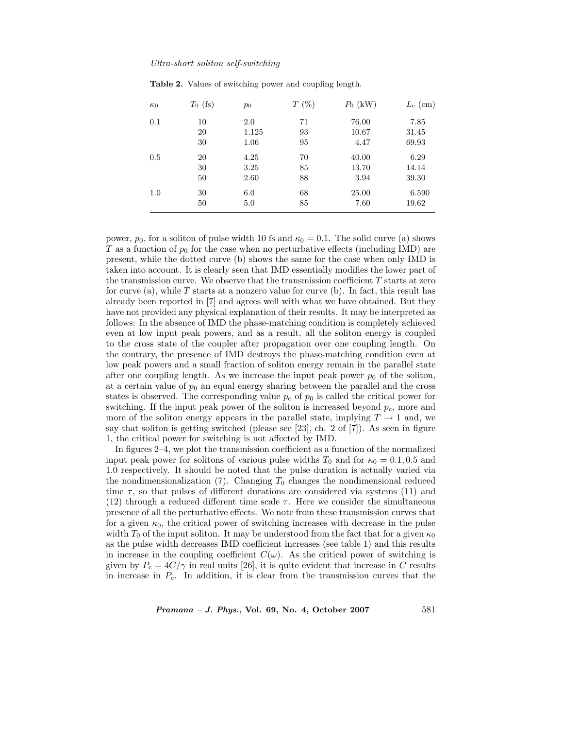**Table 2.** Values of switching power and coupling length.

| $\kappa_0$ | $T_0$ (fs) | $p_0$ | $T$ (%) | $P_0$ (kW) | $L_c$ (cm) |
|---|---|---|---|---|---|
| 0.1 | 10 | 2.0 | 71 | 76.00 | 7.85 |
| | 20 | 1.125 | 93 | 10.67 | 31.45 |
| | 30 | 1.06 | 95 | 4.47 | 69.93 |
| 0.5 | 20 | 4.25 | 70 | 40.00 | 6.29 |
| | 30 | 3.25 | 85 | 13.70 | 14.14 |
| | 50 | 2.60 | 88 | 3.94 | 39.30 |
| 1.0 | 30 | 6.0 | 68 | 25.00 | 6.590 |
| | 50 | 5.0 | 85 | 7.60 | 19.62 |

power, $p_0$, for a soliton of pulse width 10 fs and $\kappa_0 = 0.1$. The solid curve (a) shows $T$ as a function of $p_0$ for the case when no perturbative effects (including IMD) are present, while the dotted curve (b) shows the same for the case when only IMD is taken into account. It is clearly seen that IMD essentially modifies the lower part of the transmission curve. We observe that the transmission coefficient $T$ starts at zero for curve (a), while $T$ starts at a nonzero value for curve (b). In fact, this result has already been reported in [7] and agrees well with what we have obtained. But they have not provided any physical explanation of their results. It may be interpreted as follows: In the absence of IMD the phase-matching condition is completely achieved even at low input peak powers, and as a result, all the soliton energy is coupled to the cross state of the coupler after propagation over one coupling length. On the contrary, the presence of IMD destroys the phase-matching condition even at low peak powers and a small fraction of soliton energy remain in the parallel state after one coupling length. As we increase the input peak power $p_0$ of the soliton, at a certain value of $p_0$ an equal energy sharing between the parallel and the cross states is observed. The corresponding value $p_c$ of $p_0$ is called the critical power for switching. If the input peak power of the soliton is increased beyond $p_c$, more and more of the soliton energy appears in the parallel state, implying $T \to 1$ and, we say that soliton is getting switched (please see [23], ch. 2 of [7]). As seen in figure 1, the critical power for switching is not affected by IMD.

In figures 2–4, we plot the transmission coefficient as a function of the normalized input peak power for solitons of various pulse widths $T_0$ and for $\kappa_0 = 0.1, 0.5$ and 1.0 respectively. It should be noted that the pulse duration is actually varied via the nondimensionalization (7). Changing $T_0$ changes the nondimensional reduced time $\tau$, so that pulses of different durations are considered via systems (11) and (12) through a reduced different time scale $\tau$. Here we consider the simultaneous presence of all the perturbative effects. We note from these transmission curves that for a given $\kappa_0$, the critical power of switching increases with decrease in the pulse width $T_0$ of the input soliton. It may be understood from the fact that for a given $\kappa_0$ as the pulse width decreases IMD coefficient increases (see table 1) and this results in increase in the coupling coefficient $C(\omega)$. As the critical power of switching is given by $P_c = 4C/\gamma$ in real units [26], it is quite evident that increase in $C$ results in increase in $P_c$. In addition, it is clear from the transmission curves that the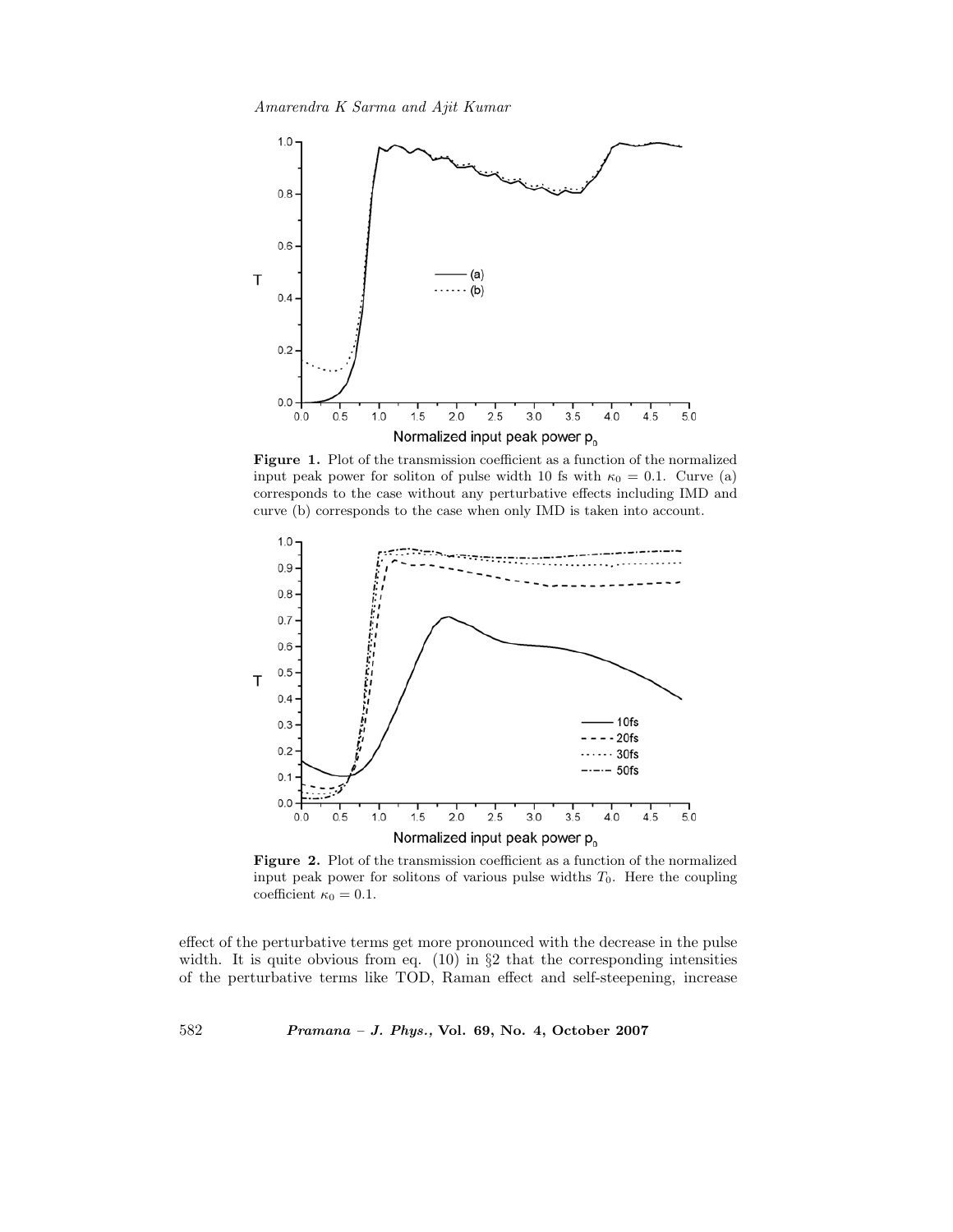**Figure 1.** Plot of the transmission coefficient as a function of the normalized input peak power for soliton of pulse width 10 fs with $\kappa_0 = 0.1$. Curve (a) corresponds to the case without any perturbative effects including IMD and curve (b) corresponds to the case when only IMD is taken into account.

**Figure 2.** Plot of the transmission coefficient as a function of the normalized input peak power for solitons of various pulse widths $T_0$. Here the coupling coefficient $\kappa_0 = 0.1$.

effect of the perturbative terms get more pronounced with the decrease in the pulse width. It is quite obvious from eq. (10) in §2 that the corresponding intensities of the perturbative terms like TOD, Raman effect and self-steepening, increase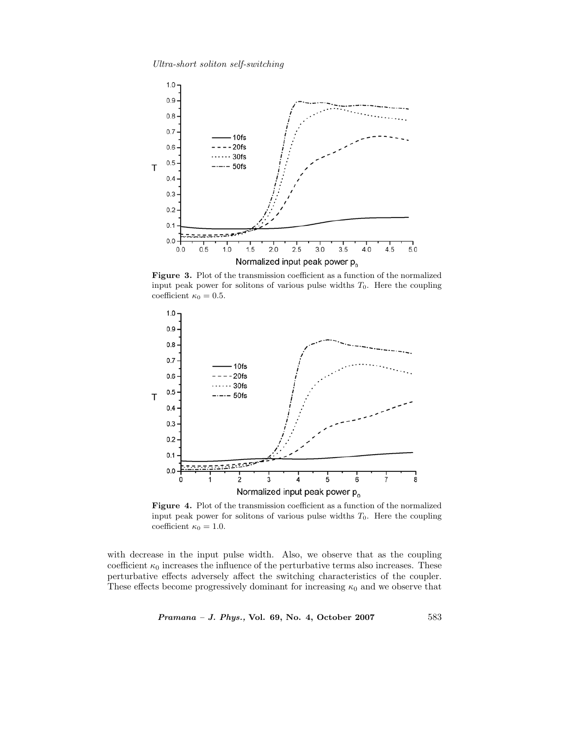**Figure 3.** Plot of the transmission coefficient as a function of the normalized input peak power for solitons of various pulse widths $T_0$. Here the coupling coefficient $\kappa_0 = 0.5$.

**Figure 4.** Plot of the transmission coefficient as a function of the normalized input peak power for solitons of various pulse widths $T_0$. Here the coupling coefficient $\kappa_0 = 1.0$.

with decrease in the input pulse width. Also, we observe that as the coupling coefficient $\kappa_0$ increases the influence of the perturbative terms also increases. These perturbative effects adversely affect the switching characteristics of the coupler. These effects become progressively dominant for increasing $\kappa_0$ and we observe that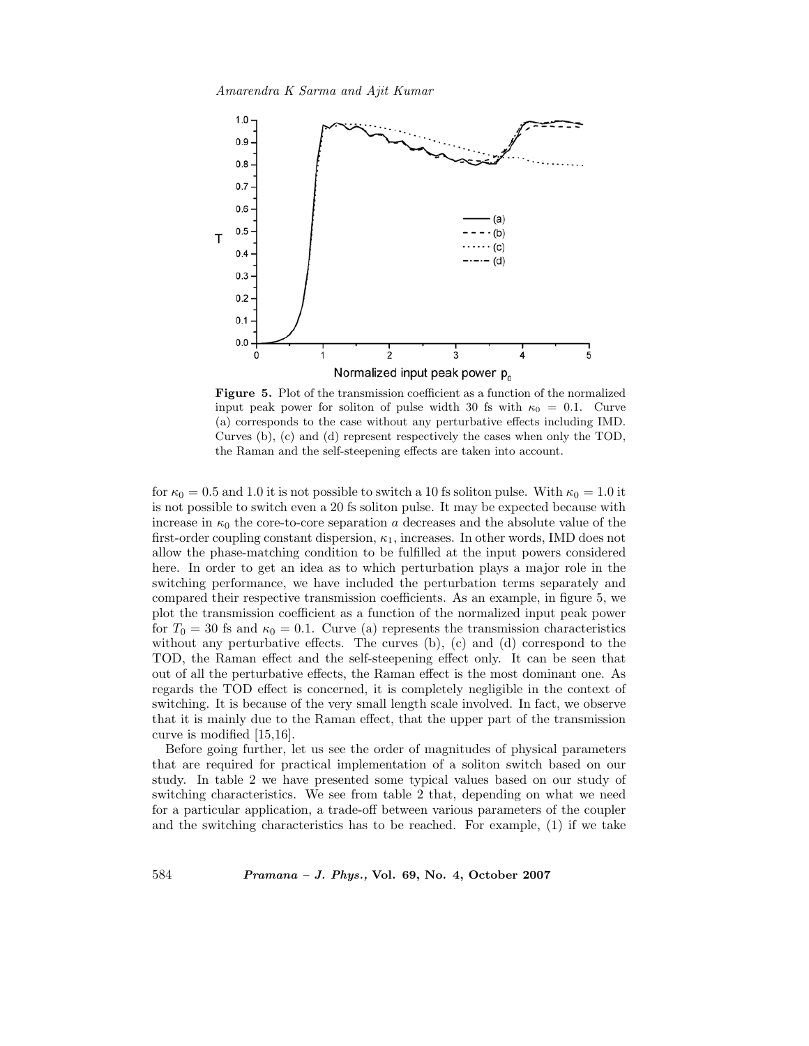**Figure 5.** Plot of the transmission coefficient as a function of the normalized input peak power for soliton of pulse width 30 fs with $\kappa_0 = 0.1$. Curve (a) corresponds to the case without any perturbative effects including IMD. Curves (b), (c) and (d) represent respectively the cases when only the TOD, the Raman and the self-steepening effects are taken into account.

for $\kappa_0 = 0.5$ and 1.0 it is not possible to switch a 10 fs soliton pulse. With $\kappa_0 = 1.0$ it is not possible to switch even a 20 fs soliton pulse. It may be expected because with increase in $\kappa_0$ the core-to-core separation $a$ decreases and the absolute value of the first-order coupling constant dispersion, $\kappa_1$, increases. In other words, IMD does not allow the phase-matching condition to be fulfilled at the input powers considered here. In order to get an idea as to which perturbation plays a major role in the switching performance, we have included the perturbation terms separately and compared their respective transmission coefficients. As an example, in figure 5, we plot the transmission coefficient as a function of the normalized input peak power for $T_0 = 30$ fs and $\kappa_0 = 0.1$. Curve (a) represents the transmission characteristics without any perturbative effects. The curves (b), (c) and (d) correspond to the TOD, the Raman effect and the self-steepening effect only. It can be seen that out of all the perturbative effects, the Raman effect is the most dominant one. As regards the TOD effect is concerned, it is completely negligible in the context of switching. It is because of the very small length scale involved. In fact, we observe that it is mainly due to the Raman effect, that the upper part of the transmission curve is modified [15,16].

Before going further, let us see the order of magnitudes of physical parameters that are required for practical implementation of a soliton switch based on our study. In table 2 we have presented some typical values based on our study of switching characteristics. We see from table 2 that, depending on what we need for a particular application, a trade-off between various parameters of the coupler and the switching characteristics has to be reached. For example, (1) if we take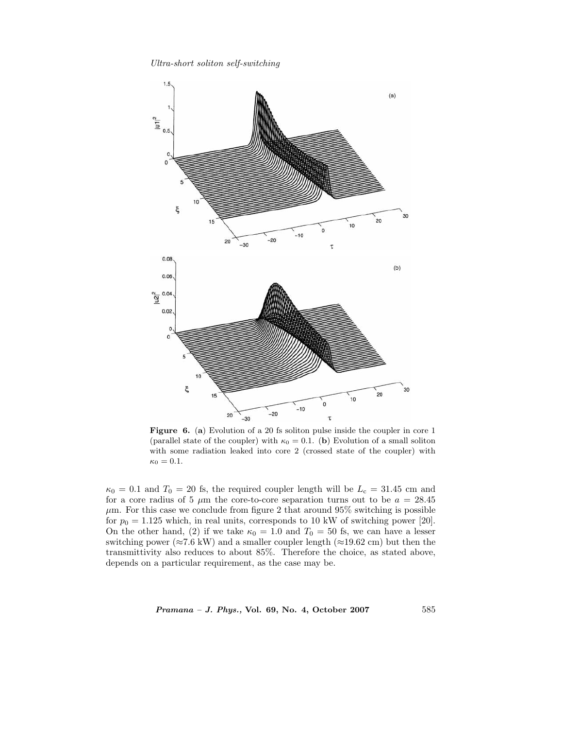**Figure 6.** (**a**) Evolution of a 20 fs soliton pulse inside the coupler in core 1 (parallel state of the coupler) with $\kappa_0 = 0.1$. (**b**) Evolution of a small soliton with some radiation leaked into core 2 (crossed state of the coupler) with $\kappa_0 = 0.1$.

$\kappa_0 = 0.1$ and $T_0 = 20$ fs, the required coupler length will be $L_c = 31.45$ cm and for a core radius of 5 $\mu$m the core-to-core separation turns out to be $a = 28.45$ $\mu$m. For this case we conclude from figure 2 that around 95% switching is possible for $p_0 = 1.125$ which, in real units, corresponds to 10 kW of switching power [20]. On the other hand, (2) if we take $\kappa_0 = 1.0$ and $T_0 = 50$ fs, we can have a lesser switching power ($\approx$7.6 kW) and a smaller coupler length ($\approx$19.62 cm) but then the transmittivity also reduces to about 85%. Therefore the choice, as stated above, depends on a particular requirement, as the case may be.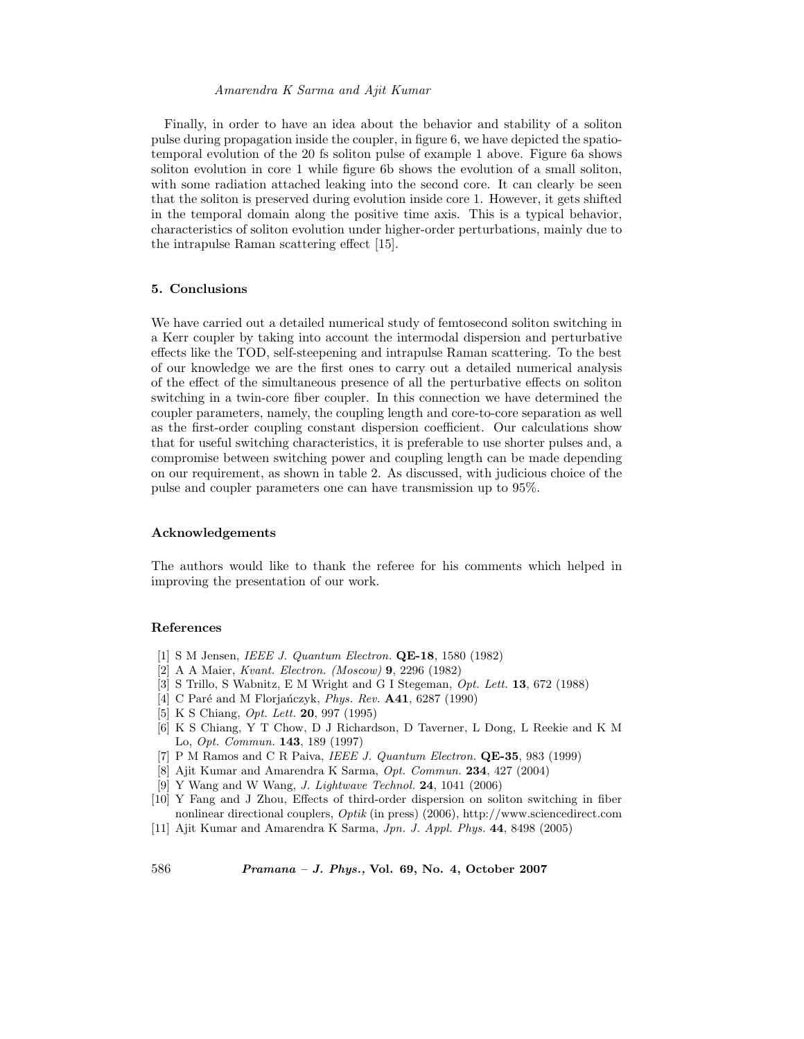Finally, in order to have an idea about the behavior and stability of a soliton pulse during propagation inside the coupler, in figure 6, we have depicted the spatio-temporal evolution of the 20 fs soliton pulse of example 1 above. Figure 6a shows soliton evolution in core 1 while figure 6b shows the evolution of a small soliton, with some radiation attached leaking into the second core. It can clearly be seen that the soliton is preserved during evolution inside core 1. However, it gets shifted in the temporal domain along the positive time axis. This is a typical behavior, characteristics of soliton evolution under higher-order perturbations, mainly due to the intrapulse Raman scattering effect [15].

### 5. Conclusions

We have carried out a detailed numerical study of femtosecond soliton switching in a Kerr coupler by taking into account the intermodal dispersion and perturbative effects like the TOD, self-steepening and intrapulse Raman scattering. To the best of our knowledge we are the first ones to carry out a detailed numerical analysis of the effect of the simultaneous presence of all the perturbative effects on soliton switching in a twin-core fiber coupler. In this connection we have determined the coupler parameters, namely, the coupling length and core-to-core separation as well as the first-order coupling constant dispersion coefficient. Our calculations show that for useful switching characteristics, it is preferable to use shorter pulses and, a compromise between switching power and coupling length can be made depending on our requirement, as shown in table 2. As discussed, with judicious choice of the pulse and coupler parameters one can have transmission up to 95%.

### Acknowledgements

The authors would like to thank the referee for his comments which helped in improving the presentation of our work.

### References

[1] S M Jensen, *IEEE J. Quantum Electron.* **QE-18**, 1580 (1982)
[2] A A Maier, *Kvant. Electron. (Moscow)* **9**, 2296 (1982)
[3] S Trillo, S Wabnitz, E M Wright and G I Stegeman, *Opt. Lett.* **13**, 672 (1988)
[4] C Paré and M Florjańczyk, *Phys. Rev.* **A41**, 6287 (1990)
[5] K S Chiang, *Opt. Lett.* **20**, 997 (1995)
[6] K S Chiang, Y T Chow, D J Richardson, D Taverner, L Dong, L Reekie and K M Lo, *Opt. Commun.* **143**, 189 (1997)
[7] P M Ramos and C R Paiva, *IEEE J. Quantum Electron.* **QE-35**, 983 (1999)
[8] Ajit Kumar and Amarendra K Sarma, *Opt. Commun.* **234**, 427 (2004)
[9] Y Wang and W Wang, *J. Lightwave Technol.* **24**, 1041 (2006)
[10] Y Fang and J Zhou, Effects of third-order dispersion on soliton switching in fiber nonlinear directional couplers, *Optik* (in press) (2006), http://www.sciencedirect.com
[11] Ajit Kumar and Amarendra K Sarma, *Jpn. J. Appl. Phys.* **44**, 8498 (2005)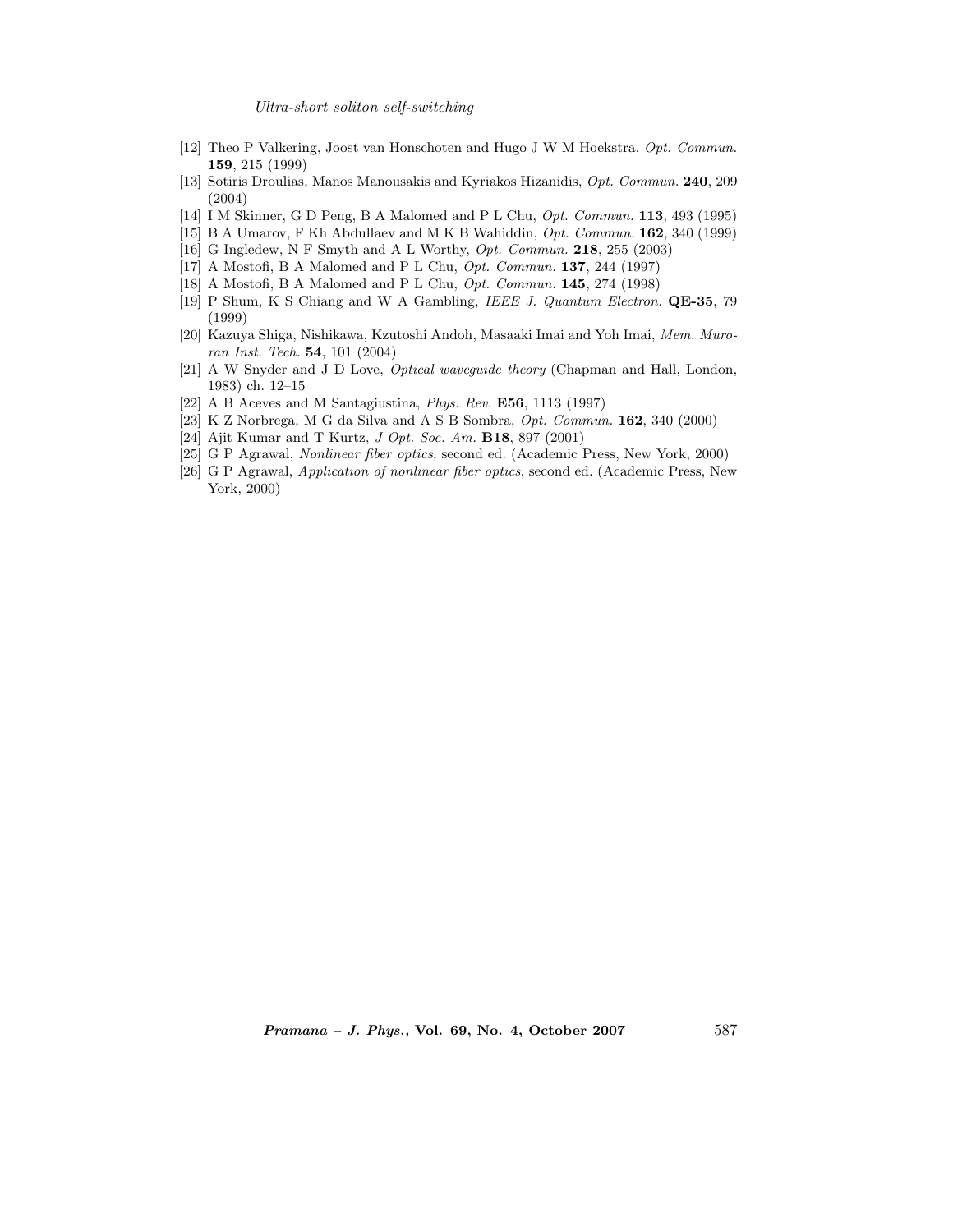[12] Theo P Valkering, Joost van Honschoten and Hugo J W M Hoekstra, *Opt. Commun.* **159**, 215 (1999)

[13] Sotiris Droulias, Manos Manousakis and Kyriakos Hizanidis, *Opt. Commun.* **240**, 209 (2004)

[14] I M Skinner, G D Peng, B A Malomed and P L Chu, *Opt. Commun.* **113**, 493 (1995)

[15] B A Umarov, F Kh Abdullaev and M K B Wahiddin, *Opt. Commun.* **162**, 340 (1999)

[16] G Ingledew, N F Smyth and A L Worthy, *Opt. Commun.* **218**, 255 (2003)

[17] A Mostofi, B A Malomed and P L Chu, *Opt. Commun.* **137**, 244 (1997)

[18] A Mostofi, B A Malomed and P L Chu, *Opt. Commun.* **145**, 274 (1998)

[19] P Shum, K S Chiang and W A Gambling, *IEEE J. Quantum Electron.* **QE-35**, 79 (1999)

[20] Kazuya Shiga, Nishikawa, Kzutoshi Andoh, Masaaki Imai and Yoh Imai, *Mem. Muroran Inst. Tech.* **54**, 101 (2004)

[21] A W Snyder and J D Love, *Optical waveguide theory* (Chapman and Hall, London, 1983) ch. 12–15

[22] A B Aceves and M Santagiustina, *Phys. Rev.* **E56**, 1113 (1997)

[23] K Z Norbrega, M G da Silva and A S B Sombra, *Opt. Commun.* **162**, 340 (2000)

[24] Ajit Kumar and T Kurtz, *J Opt. Soc. Am.* **B18**, 897 (2001)

[25] G P Agrawal, *Nonlinear fiber optics*, second ed. (Academic Press, New York, 2000)

[26] G P Agrawal, *Application of nonlinear fiber optics*, second ed. (Academic Press, New York, 2000)